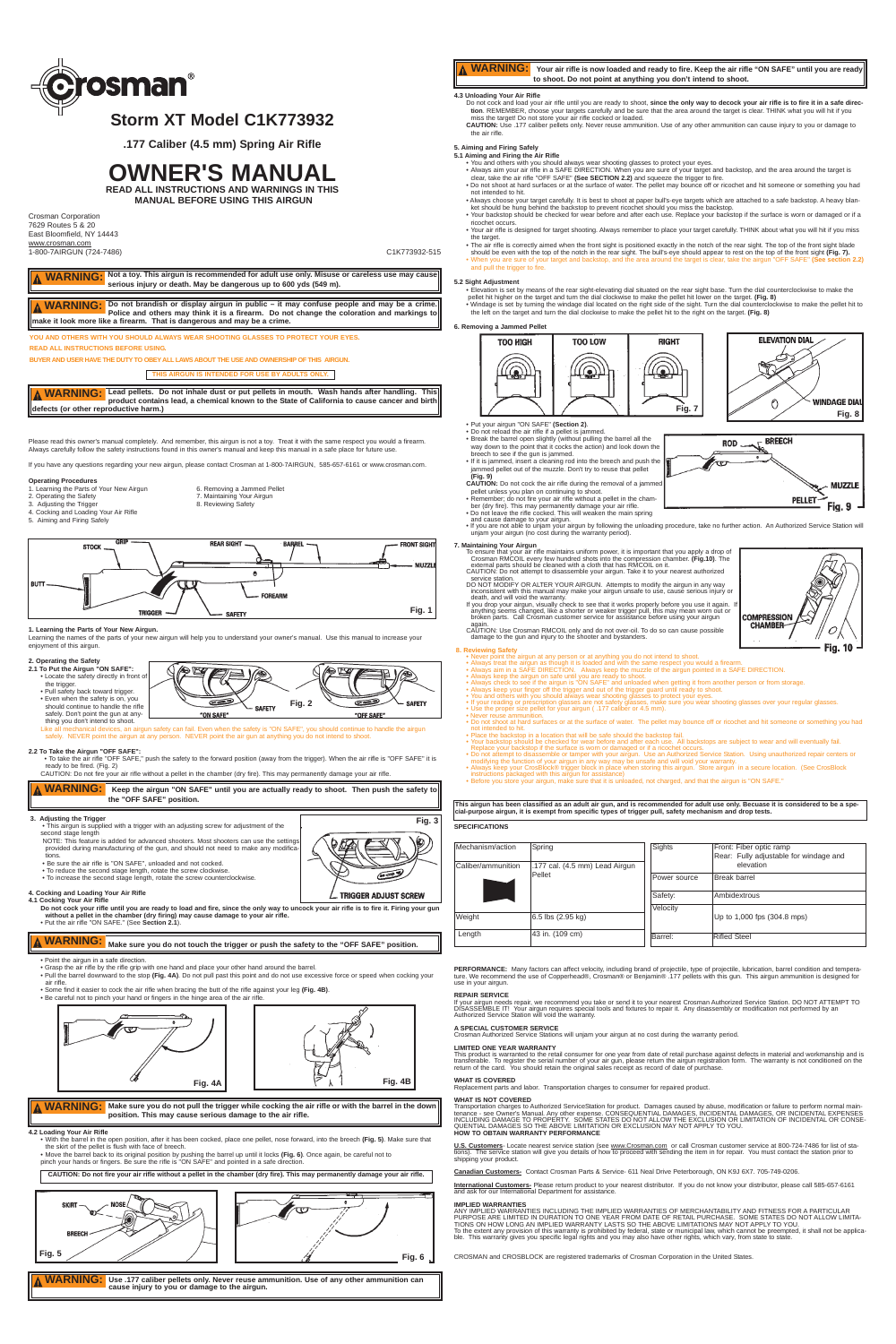# Crosman®

## Storm XT Model C1K773932

### .177 Caliber (4.5 mm) Spring Air Rifle

# OWNER'S MANUAL

**READ ALL INSTRUCTIONS AND WARNINGS IN THIS MANUAL BEFORE USING THIS AIRGUN**

Crosman Corporation
7629 Routes 5 & 20
East Bloomfield, NY 14443
www.crosman.com
1-800-7AIRGUN (724-7486)

C1K773932-515

**⚠ WARNING: Not a toy. This airgun is recommended for adult use only. Misuse or careless use may cause serious injury or death. May be dangerous up to 600 yds (549 m).**

**⚠ WARNING: Do not brandish or display airgun in public – it may confuse people and may be a crime. Police and others may think it is a firearm. Do not change the coloration and markings to make it look more like a firearm. That is dangerous and may be a crime.**

YOU AND OTHERS WITH YOU SHOULD ALWAYS WEAR SHOOTING GLASSES TO PROTECT YOUR EYES.

READ ALL INSTRUCTIONS BEFORE USING.

BUYER AND USER HAVE THE DUTY TO OBEY ALL LAWS ABOUT THE USE AND OWNERSHIP OF THIS AIRGUN.

THIS AIRGUN IS INTENDED FOR USE BY ADULTS ONLY.

**⚠ WARNING: Lead pellets. Do not inhale dust or put pellets in mouth. Wash hands after handling. This product contains lead, a chemical known to the State of California to cause cancer and birth defects (or other reproductive harm.)**

Please read this owner's manual completely. And remember, this airgun is not a toy. Treat it with the same respect you would a firearm. Always carefully follow the safety instructions found in this owner's manual and keep this manual in a safe place for future use.

If you have any questions regarding your new airgun, please contact Crosman at 1-800-7AIRGUN, 585-657-6161 or www.crosman.com.

**Operating Procedures**

1. Learning the Parts of Your New Airgun
2. Operating the Safety
3. Adjusting the Trigger
4. Cocking and Loading Your Air Rifle
5. Aiming and Firing Safely
6. Removing a Jammed Pellet
7. Maintaining Your Airgun
8. Reviewing Safety

Fig. 1 (STOCK, GRIP, REAR SIGHT, BARREL, FRONT SIGHT, MUZZLE, BUTT, FOREARM, TRIGGER, SAFETY)

### 1. Learning the Parts of Your New Airgun.

Learning the names of the parts of your new airgun will help you to understand your owner's manual. Use this manual to increase your enjoyment of this airgun.

### 2. Operating the Safety

**2.1 To Put the Airgun "ON SAFE":**

- Locate the safety directly in front of the trigger.
- Pull safety back toward trigger.
- Even when the safety is on, you should continue to handle the rifle safely. Don't point the gun at anything you don't intend to shoot.

Fig. 2 ("ON SAFE", "OFF SAFE", SAFETY)

Like all mechanical devices, an airgun safety can fail. Even when the safety is "ON SAFE", you should continue to handle the airgun safely. NEVER point the airgun at any person. NEVER point the air gun at anything you do not intend to shoot.

**2.2 To Take the Airgun "OFF SAFE":**

- To take the air rifle "OFF SAFE," push the safety to the forward position (away from the trigger). When the air rifle is "OFF SAFE" it is ready to be fired. (Fig. 2)

CAUTION: Do not fire your air rifle without a pellet in the chamber (dry fire). This may permanently damage your air rifle.

**⚠ WARNING: Keep the airgun "ON SAFE" until you are actually ready to shoot. Then push the safety to the "OFF SAFE" position.**

### 3. Adjusting the Trigger

- This airgun is supplied with a trigger with an adjusting screw for adjustment of the second stage length

NOTE: This feature is added for advanced shooters. Most shooters can use the settings provided during manufacturing of the gun, and should not need to make any modifications.

- Be sure the air rifle is "ON SAFE", unloaded and not cocked.
- To reduce the second stage length, rotate the screw clockwise.
- To increase the second stage length, rotate the screw counterclockwise.

Fig. 3 (TRIGGER ADJUST SCREW)

### 4. Cocking and Loading Your Air Rifle

**4.1 Cocking Your Air Rifle**

**Do not cock your rifle until you are ready to load and fire, since the only way to uncock your air rifle is to fire it. Firing your gun without a pellet in the chamber (dry firing) may cause damage to your air rifle.**

- Put the air rifle "ON SAFE." (See **Section 2.1**).

**⚠ WARNING: Make sure you do not touch the trigger or push the safety to the "OFF SAFE" position.**

- Point the airgun in a safe direction.
- Grasp the air rifle by the rifle grip with one hand and place your other hand around the barrel.
- Pull the barrel downward to the stop **(Fig. 4A)**. Do not pull past this point and do not use excessive force or speed when cocking your air rifle.
- Some find it easier to cock the air rifle when bracing the butt of the rifle against your leg **(Fig. 4B)**.
- Be careful not to pinch your hand or fingers in the hinge area of the air rifle.

Fig. 4A

Fig. 4B

**⚠ WARNING: Make sure you do not pull the trigger while cocking the air rifle or with the barrel in the down position. This may cause serious damage to the air rifle.**

**4.2 Loading Your Air Rifle**

- With the barrel in the open position, after it has been cocked, place one pellet, nose forward, into the breech **(Fig. 5)**. Make sure that the skirt of the pellet is flush with face of breech.
- Move the barrel back to its original position by pushing the barrel up until it locks **(Fig. 6)**. Once again, be careful not to pinch your hands or fingers. Be sure the rifle is "ON SAFE" and pointed in a safe direction.

**CAUTION: Do not fire your air rifle without a pellet in the chamber (dry fire). This may permanently damage your air rifle.**

Fig. 5 (SKIRT, NOSE, BREECH)

Fig. 6

**⚠ WARNING: Use .177 caliber pellets only. Never reuse ammunition. Use of any other ammunition can cause injury to you or damage to the airgun.**

**⚠ WARNING: Your air rifle is now loaded and ready to fire. Keep the air rifle "ON SAFE" until you are ready to shoot. Do not point at anything you don't intend to shoot.**

**4.3 Unloading Your Air Rifle**

Do not cock and load your air rifle until you are ready to shoot, **since the only way to decock your air rifle is to fire it in a safe direction**. REMEMBER, choose your targets carefully and be sure that the area around the target is clear. THINK what you will hit if you miss the target! Do not store your air rifle cocked or loaded.

**CAUTION:** Use .177 caliber pellets only. Never reuse ammunition. Use of any other ammunition can cause injury to you or damage to the air rifle.

### 5. Aiming and Firing Safely

**5.1 Aiming and Firing the Air Rifle**

- You and others with you should always wear shooting glasses to protect your eyes.
- Always aim your air rifle in a SAFE DIRECTION. When you are sure of your target and backstop, and the area around the target is clear, take the air rifle "OFF SAFE" **(See SECTION 2.2)** and squeeze the trigger to fire.
- Do not shoot at hard surfaces or at the surface of water. The pellet may bounce off or ricochet and hit someone or something you had not intended to hit.
- Always choose your target carefully. It is best to shoot at paper bull's-eye targets which are attached to a safe backstop. A heavy blanket should be hung behind the backstop to prevent ricochet should you miss the backstop.
- Your backstop should be checked for wear before and after each use. Replace your backstop if the surface is worn or damaged or if a ricochet occurs.
- Your air rifle is designed for target shooting. Always remember to place your target carefully. THINK about what you will hit if you miss the target.
- The air rifle is correctly aimed when the front sight is positioned exactly in the notch of the rear sight. The top of the front sight blade should be even with the top of the notch in the rear sight. The bull's-eye should appear to rest on the top of the front sight **(Fig. 7)**.
- When you are sure of your target and backstop, and the area around the target is clear, take the airgun "OFF SAFE" **(See section 2.2)** and pull the trigger to fire.

**5.2 Sight Adjustment**

- Elevation is set by means of the rear sight-elevating dial situated on the rear sight base. Turn the dial counterclockwise to raise the pellet hit higher on the target and turn the dial clockwise to make the pellet hit lower on the target. **(Fig. 8)**
- Windage is set by turning the windage dial located on the right side of the sight. Turn the dial counterclockwise to make the pellet hit to the left on the target and turn the dial clockwise to make the pellet hit to the right on the target. **(Fig. 8)**

### 6. Removing a Jammed Pellet

Fig. 7 (TOO HIGH, TOO LOW, RIGHT)

Fig. 8 (ELEVATION DIAL, WINDAGE DIAL)

- Put your airgun "ON SAFE" **(Section 2)**.
- Do not reload the air rifle if a pellet is jammed.
- Break the barrel open slightly (without pulling the barrel all the way down to the point that it cocks the action) and look down the breech to see if the gun is jammed.
- If it is jammed, insert a cleaning rod into the breech and push the jammed pellet out of the muzzle. Don't try to reuse that pellet **(Fig. 9)**

Fig. 9 (ROD, BREECH, MUZZLE, PELLET)

**CAUTION:** Do not cock the air rifle during the removal of a jammed pellet unless you plan on continuing to shoot.

- Remember; do not fire your air rifle without a pellet in the chamber (dry fire). This may permanently damage your air rifle.
- Do not leave the rifle cocked. This will weaken the main spring and cause damage to your airgun.
- If you are not able to unjam your airgun by following the unloading procedure, take no further action. An Authorized Service Station will unjam your airgun (no cost during the warranty period).

### 7. Maintaining Your Airgun

To ensure that your air rifle maintains uniform power, it is important that you apply a drop of Crosman RMCOIL every few hundred shots into the compression chamber. **(Fig.10)**. The external parts should be cleaned with a cloth that has RMCOIL on it.

CAUTION: Do not attempt to disassemble your airgun. Take it to your nearest authorized service station.

DO NOT MODIFY OR ALTER YOUR AIRGUN. Attempts to modify the airgun in any way inconsistent with this manual may make your airgun unsafe to use, cause serious injury or death, and will void the warranty.

If you drop your airgun, visually check to see that it works properly before you use it again. If anything seems changed, like a shorter or weaker trigger pull, this may mean worn out or broken parts. Call Crosman customer service for assistance before using your airgun again.

CAUTION: Use Crosman RMCOIL only and do not over-oil. To do so can cause possible damage to the gun and injury to the shooter and bystanders.

Fig. 10 (COMPRESSION CHAMBER)

### 8. Reviewing Safety

- Never point the airgun at any person or at anything you do not intend to shoot.
- Always treat the airgun as though it is loaded and with the same respect you would a firearm.
- Always aim in a SAFE DIRECTION. Always keep the muzzle of the airgun pointed in a SAFE DIRECTION.
- Always keep the airgun on safe until you are ready to shoot.
- Always check to see if the airgun is "ON SAFE" and unloaded when getting it from another person or from storage.
- Always keep your finger off the trigger and out of the trigger guard until ready to shoot.
- You and others with you should always wear shooting glasses to protect your eyes.
- If your reading or prescription glasses are not safety glasses, make sure you wear shooting glasses over your regular glasses.
- Use the proper size pellet for your airgun ( .177 caliber or 4.5 mm).
- Never reuse ammunition.
- Do not shoot at hard surfaces or at the surface of water. The pellet may bounce off or ricochet and hit someone or something you had not intended to hit.
- Place the backstop in a location that will be safe should the backstop fail.
- Your backstop should be checked for wear before and after each use. All backstops are subject to wear and will eventually fail. Replace your backstop if the surface is worn or damaged or if a ricochet occurs.
- Do not attempt to disassemble or tamper with your airgun. Use an Authorized Service Station. Using unauthorized repair centers or modifying the function of your airgun in any way may be unsafe and will void your warranty.
- Always keep your CrosBlock® trigger block in place when storing this airgun. Store airgun in a secure location. (See CrosBlock instructions packaged with this airgun for assistance)
- Before you store your airgun, make sure that it is unloaded, not charged, and that the airgun is "ON SAFE."

**This airgun has been classified as an adult air gun, and is recommended for adult use only. Becuase it is considered to be a special-purpose airgun, it is exempt from specific types of trigger pull, safety mechanism and drop tests.**

### SPECIFICATIONS

| Mechanism/action | Spring |
|---|---|
| Caliber/ammunition | .177 cal. (4.5 mm) Lead Airgun Pellet |
| Weight | 6.5 lbs (2.95 kg) |
| Length | 43 in. (109 cm) |

| Sights | Front: Fiber optic ramp<br>Rear: Fully adjustable for windage and elevation |
|---|---|
| Power source | Break barrel |
| Safety: | Ambidextrous |
| Velocity | Up to 1,000 fps (304.8 mps) |
| Barrel: | Rifled Steel |

**PERFORMANCE:** Many factors can affect velocity, including brand of projectile, type of projectile, lubrication, barrel condition and temperature. We recommend the use of Copperhead®, Crosman® or Benjamin® .177 pellets with this gun. This airgun ammunition is designed for use in your airgun.

**REPAIR SERVICE**

If your airgun needs repair, we recommend you take or send it to your nearest Crosman Authorized Service Station. DO NOT ATTEMPT TO DISASSEMBLE IT! Your airgun requires special tools and fixtures to repair it. Any disassembly or modification not performed by an Authorized Service Station will void the warranty.

**A SPECIAL CUSTOMER SERVICE**

Crosman Authorized Service Stations will unjam your airgun at no cost during the warranty period.

**LIMITED ONE YEAR WARRANTY**

This product is warranted to the retail consumer for one year from date of retail purchase against defects in material and workmanship and is transferable. To register the serial number of your air gun, please return the airgun registration form. The warranty is not conditioned on the return of the card. You should retain the original sales receipt as record of date of purchase.

**WHAT IS COVERED**

Replacement parts and labor. Transportation charges to consumer for repaired product.

**WHAT IS NOT COVERED**

Transportation charges to Authorized ServiceStation for product. Damages caused by abuse, modification or failure to perform normal maintenance - see Owner's Manual. Any other expense. CONSEQUENTIAL DAMAGES, INCIDENTAL DAMAGES, OR INCIDENTAL EXPENSES INCLUDING DAMAGE TO PROPERTY. SOME STATES DO NOT ALLOW THE EXCLUSION OR LIMITATION OF INCIDENTAL OR CONSEQUENTIAL DAMAGES SO THE ABOVE LIMITATION OR EXCLUSION MAY NOT APPLY TO YOU.

**HOW TO OBTAIN WARRANTY PERFORMANCE**

**U.S. Customers**- Locate nearest service station (see www.Crosman.com or call Crosman customer service at 800-724-7486 for list of stations). The service station will give you details of how to proceed with sending the item in for repair. You must contact the station prior to shipping your product.

**Canadian Customers**- Contact Crosman Parts & Service- 611 Neal Drive Peterborough, ON K9J 6X7. 705-749-0206.

**International Customers**- Please return product to your nearest distributor. If you do not know your distributor, please call 585-657-6161 and ask for our International Department for assistance.

**IMPLIED WARRANTIES**

ANY IMPLIED WARRANTIES INCLUDING THE IMPLIED WARRANTIES OF MERCHANTABILITY AND FITNESS FOR A PARTICULAR PURPOSE ARE LIMITED IN DURATION TO ONE YEAR FROM DATE OF RETAIL PURCHASE. SOME STATES DO NOT ALLOW LIMITATIONS ON HOW LONG AN IMPLIED WARRANTY LASTS SO THE ABOVE LIMITATIONS MAY NOT APPLY TO YOU.

To the extent any provision of this warranty is prohibited by federal, state or municipal law, which cannot be preempted, it shall not be applicable. This warranty gives you specific legal rights and you may also have other rights, which vary, from state to state.

CROSMAN and CROSBLOCK are registered trademarks of Crosman Corporation in the United States.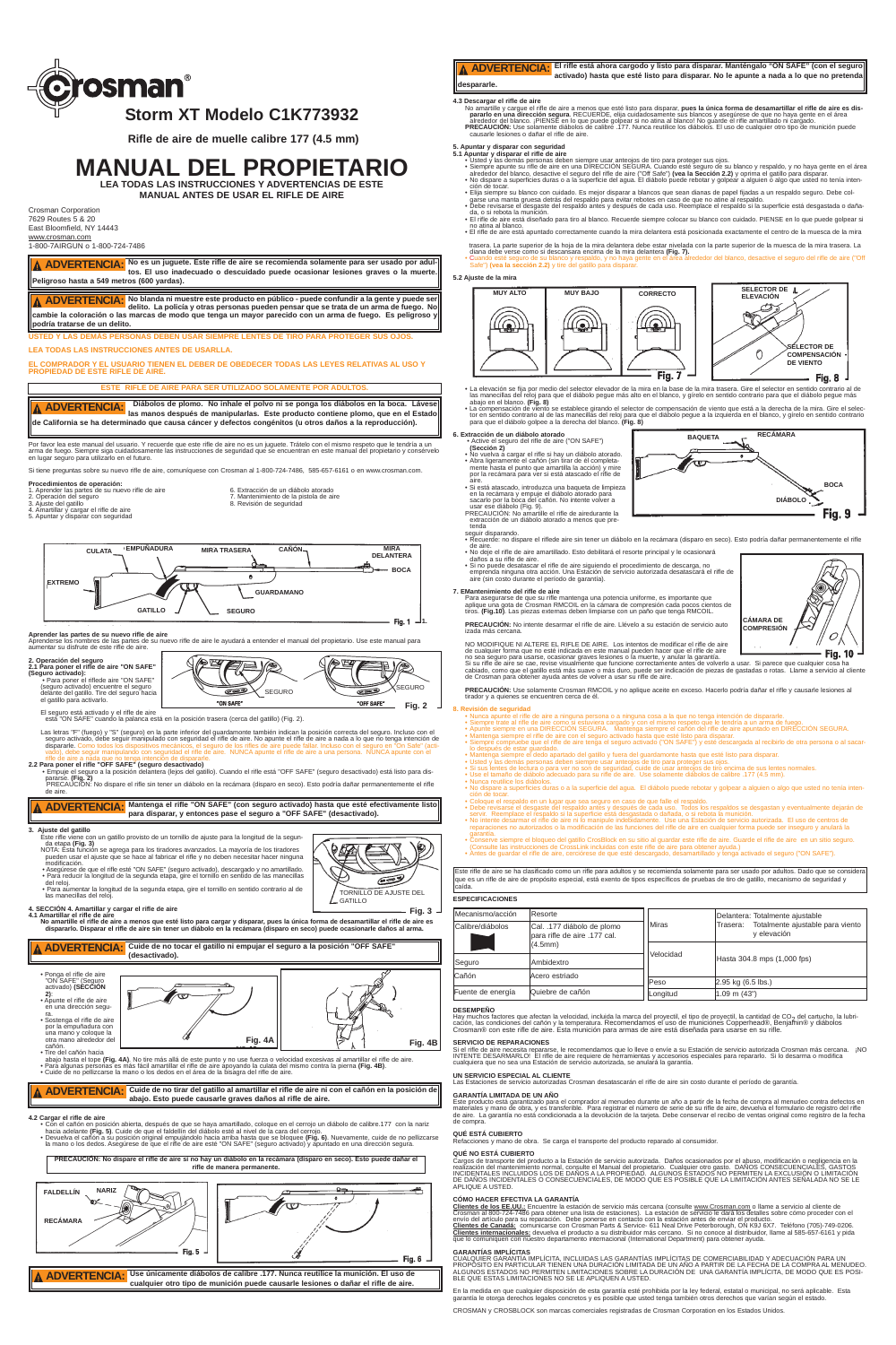# Storm XT Modelo C1K773932

**Rifle de aire de muelle calibre 177 (4.5 mm)**

# MANUAL DEL PROPIETARIO

**LEA TODAS LAS INSTRUCCIONES Y ADVERTENCIAS DE ESTE MANUAL ANTES DE USAR EL RIFLE DE AIRE**

Crosman Corporation
7629 Routes 5 & 20
East Bloomfield, NY 14443
www.crosman.com
1-800-7AIRGUN o 1-800-724-7486

**⚠ ADVERTENCIA: No es un juguete. Este rifle de aire se recomienda solamente para ser usado por adultos. El uso inadecuado o descuidado puede ocasionar lesiones graves o la muerte. Peligroso hasta a 549 metros (600 yardas).**

**⚠ ADVERTENCIA: No blanda ni muestre este producto en público - puede confundir a la gente y puede ser delito. La policía y otras personas pueden pensar que se trata de un arma de fuego. No cambie la coloración o las marcas de modo que tenga un mayor parecido con un arma de fuego. Es peligroso y podría tratarse de un delito.**

**USTED Y LAS DEMÁS PERSONAS DEBEN USAR SIEMPRE LENTES DE TIRO PARA PROTEGER SUS OJOS.**

**LEA TODAS LAS INSTRUCCIONES ANTES DE USARLLA.**

**EL COMPRADOR Y EL USUARIO TIENEN EL DEBER DE OBEDECER TODAS LAS LEYES RELATIVAS AL USO Y PROPIEDAD DE ESTE RIFLE DE AIRE.**

**ESTE RIFLE DE AIRE PARA SER UTILIZADO SOLAMENTE POR ADULTOS.**

**⚠ ADVERTENCIA: Diábolos de plomo. No inhale el polvo ni se ponga los diábolos en la boca. Lávese las manos después de manipularlas. Este producto contiene plomo, que en el Estado de California se ha determinado que causa cáncer y defectos congénitos (u otros daños a la reproducción).**

Por favor lea este manual del usuario. Y recuerde que este rifle de aire no es un juguete. Trátelo con el mismo respeto que le tendría a un arma de fuego. Siempre siga cuidadosamente las instrucciones de seguridad que se encuentran en este manual del propietario y consérvelo en lugar seguro para utilizarlo en el futuro.

Si tiene preguntas sobre su nuevo rifle de aire, comuníquese con Crosman al 1-800-724-7486, 585-657-6161 o en www.crosman.com.

**Procedimientos de operación:**
1. Aprender las partes de su nuevo rifle de aire
2. Operación del seguro
3. Ajuste del gatillo
4. Amartillar y cargar el rifle de aire
5. Apuntar y disparar con seguridad
6. Extracción de un diábolo atorado
7. Mantenimiento de la pistola de aire
8. Revisión de seguridad

CULATA · EMPUÑADURA · MIRA TRASERA · CAÑÓN · MIRA DELANTERA · BOCA · EXTREMO · GUARDAMANO · GATILLO · SEGURO

Fig. 1

**Aprender las partes de su nuevo rifle de aire**
Aprenderse los nombres de las partes de su nuevo rifle de aire le ayudará a entender el manual del propietario. Use este manual para aumentar su disfrute de este rifle de aire.

**2. Operación del seguro**
**2.1 Para poner el rifle de aire "ON SAFE" (Seguro activado):**
• Para poner el rifle de aire "ON SAFE" (seguro activado) encuentre el seguro delante del gatillo. Tire del seguro hacia el gatillo para activarlo.

El seguro está activado y el rifle de aire está "ON SAFE" cuando la palanca está en la posición trasera (cerca del gatillo) (Fig. 2).

SEGURO · "ON SAFE" · SEGURO · "OFF SAFE"

Fig. 2

Las letras "F" (fuego) y "S" (seguro) en la parte inferior del guardamonte también indican la posición correcta del seguro. Incluso con el seguro activado, debe seguir manipulando con seguridad el rifle de aire. No apunte el rifle de aire a nada a lo que no tenga intención de disparar. Como todos los dispositivos mecánicos, el seguro de los rifles de aire puede fallar. Incluso con el seguro en "On Safe" (activado), debe seguir manipulando con seguridad el rifle de aire. NUNCA apunte el rifle de aire a una persona. NUNCA apunte con el rifle de aire a nada que no tenga intención de disparar.

**2.2 Para poner el rifle "OFF SAFE" (seguro desactivado)**
• Empuje el seguro a la posición delantera (lejos del gatillo). Cuando el rifle está "OFF SAFE" (seguro desactivado) está listo para disparar. **(Fig. 2)**
PRECAUCIÓN: No dispare el rifle sin tener un diábolo en la recámara (disparo en seco). Esto podría dañar permanentemente el rifle de aire.

**⚠ ADVERTENCIA: Mantenga el rifle "ON SAFE" (con seguro activado) hasta que esté efectivamente listo para disparar, y entonces pase el seguro a "OFF SAFE" (desactivado).**

**3. Ajuste del gatillo**
Este rifle viene con un gatillo provisto de un tornillo de ajuste para la longitud de la segunda etapa **(Fig. 3)**
NOTA: Esta función se agrega para los tiradores avanzados. La mayoría de los tiradores pueden usar el ajuste que se hace al fabricar el rifle y no deben necesitar hacer ninguna modificación.
• Asegúrese de que el rifle esté "ON SAFE" (seguro activado), descargado y no amartillado.
• Para reducir la longitud de la segunda etapa, gire el tornillo en sentido de las manecillas del reloj.
• Para aumentar la longitud de la segunda etapa, gire el tornillo en sentido contrario al de las manecillas del reloj.

TORNILLO DE AJUSTE DEL GATILLO

Fig. 3

**4. SECCIÓN 4. Amartillar y cargar el rifle de aire**
**4.1 Amartillar el rifle de aire**
**No amartille el rifle de aire a menos que esté listo para cargar y disparar, pues la única forma de desamartillar el rifle de aire es disparalo. Disparar el rifle de aire sin tener un diábolo en la recámara (disparo en seco) puede ocasionar daños.**

**⚠ ADVERTENCIA: Cuide de no tocar el gatillo ni empujar el seguro a la posición "OFF SAFE" (desactivado).**

• Ponga el rifle de aire "ON SAFE" (Seguro activado) **(SECCIÓN 2)**.
• Apunte el rifle de aire en una dirección segura.
• Sostenga el rifle de aire por la empuñadura con una mano y coloque la otra mano alrededor del cañón.
• Tire del cañón hacia abajo hasta el tope **(Fig. 4A)**. No tire más allá de este punto y no use fuerza o velocidad excesivas al amartillar el rifle de aire.
• Para algunas personas es más fácil amartillar el rifle de aire apoyando la culata del mismo contra la pierna **(Fig. 4B)**.
• Cuide de no pellizcarse la mano o los dedos en el área de la bisagra del rifle de aire.

Fig. 4A

Fig. 4B

**⚠ ADVERTENCIA: Cuide de no tirar del gatillo al amartillar el rifle de aire ni con el cañón en la posición de abajo. Esto puede causarle graves daños al rifle de aire.**

**4.2 Cargar el rifle de aire**
• Con el cañón en posición abierta, después de que se haya amartillado, coloque en el cerrojo un diábolo de calibre.177 con la nariz hacia adelante **(Fig. 5)**. Cuide de que el faldellín del diábolo esté al nivel de la cara del cerrojo.
• Devuelva el cañón a su posición original empujándolo hacia arriba hasta que se bloquee **(Fig. 6)**. Nuevamente, cuide de no pellizcarse la mano o los dedos. Asegúrese de que el rifle de aire esté "ON SAFE" (seguro activado) y apuntando en una dirección segura.

**PRECAUCIÓN: No dispare el rifle de aire si no hay un diábolo en la recámara (disparo en seco). Esto puede dañar el rifle de manera permanente.**

FALDELLÍN · NARIZ · RECÁMARA

Fig. 5

Fig. 6

**⚠ ADVERTENCIA: Use únicamente diábolos de calibre .177. Nunca reutilice la munición. El uso de cualquier otro tipo de munición puede causarle lesiones o dañar el rifle de aire.**

**⚠ ADVERTENCIA: El rifle está ahora cargado y listo para disparar. Manténgalo "ON SAFE" (con el seguro activado) hasta que esté listo para disparar. No le apunte a nada a lo que no pretenda dispararle.**

**4.3 Descargar el rifle de aire**
No amartille y cargue el rifle de aire a menos que esté listo para disparar, **pues la única forma de desamartillar el rifle de aire es dispararlo en una dirección segura**. RECUERDE, elija cuidadosamente sus blancos y asegúrese de que no haya gente en el área alrededor del blanco. ¡PIENSE en lo que puede golpear si no atina al blanco! No guarde el rifle amartillado ni cargado.
**PRECAUCIÓN:** Use solamente diábolos de calibre .177. Nunca reutilice los diábolos. El uso de cualquier otro tipo de munición puede causarle lesiones o dañar el rifle de aire.

**5. Apuntar y disparar con seguridad**
**5.1 Apuntar y disparar el rifle de aire**
• Usted y las demás personas deben siempre usar anteojos de tiro para proteger sus ojos.
• Siempre apunte su rifle de aire en una DIRECCIÓN SEGURA. Cuando esté seguro de su blanco y respaldo, y no haya gente en el área alrededor del blanco, desactive el seguro del rifle de aire ("Off Safe") **(vea la Sección 2.2)** y oprima el gatillo para disparar.
• No dispare a superficies duras o a la superficie del agua. El diábolo puede rebotar y golpear a alguien o algo que usted no tenía intención de tocar.
• Elija siempre su blanco con cuidado. Es mejor disparar a blancos que sean dianas de papel fijadas a un respaldo seguro. Debe colgarse una manta gruesa detrás del respaldo para evitar rebotes en caso de que no atine al respaldo.
• Debe revisarse el desgaste del respaldo antes y después de cada uso. Reemplace el respaldo si la superficie está desgastada o dañada, o si rebota la munición.
• El rifle de aire está diseñado para tiro al blanco. Recuerde siempre colocar su blanco con cuidado. PIENSE en lo que puede golpear si no atina al blanco.
• El rifle de aire está apuntado correctamente cuando la mira delantera está posicionada exactamente el centro de la mira de la mira trasera. La parte superior de la hoja de la mira delantera debe estar nivelada con la parte superior de la muesca de la mira trasera. La diana debe verse como si descansara encima de la mira delantera **(Fig. 7)**.
• Cuando esté seguro de su blanco y respaldo, y no haya gente en el área alrededor del blanco, desactive el seguro del rifle de aire ("Off Safe") **(vea la sección 2.2)** y tire del gatillo para disparar.

**5.2 Ajuste de la mira**

MUY ALTO · MUY BAJO · CORRECTO

Fig. 7

SELECTOR DE ELEVACIÓN · SELECTOR DE COMPENSACIÓN DE VIENTO

Fig. 8

• La elevación se fija por medio del selector elevador de la mira en la base de la mira trasera. Gire el selector en sentido contrario al de las manecillas del reloj para que el diábolo pegue más alto en el blanco, y gírelo en sentido contrario para que el diábolo pegue más abajo en el blanco. **(Fig. 8)**
• La compensación de viento se establece girando el selector de compensación de viento que está a la derecha de la mira. Gire el selector en sentido contrario al de las manecillas del reloj para que el diábolo pegue a la izquierda en el blanco, y gírelo en sentido contrario para que el diábolo pegue a la derecha del blanco. **(Fig. 8)**

**6. Extracción de un diábolo atorado**
• Active el seguro del rifle de aire ("ON SAFE") **(Sección 2)**
• No vuelva a cargar el rifle si hay un diábolo atorado.
• Abra ligeramente el cañón (sin tirar de él completamente hasta el punto que amartilla la acción) y mire por la recámara para ver si está atascado el rifle de aire.
• Si está atascado, introduzca una baqueta de limpieza en la recámara y empuje el diábolo atorado para sacarlo por la boca del cañón. No intente volver a usar ese diábolo (Fig. 9).
PRECAUCIÓN: No amartille el rifle de aire durante la extracción de un diábolo atorado a menos que pretenda seguir disparando.
• Recuerde: no dispare el rifle de aire sin tener un diábolo en la recámara (disparo en seco). Esto podría dañar permanentemente el rifle de aire.
• No deje el rifle de aire amartillado. Esto debilitará el resorte principal y le ocasionará daños a su rifle de aire.
• Si no puede desatascar el rifle de aire siguiendo el procedimiento de descarga, no emprenda ninguna otra acción. Una Estación de servicio autorizada desatascará el rifle de aire (sin costo durante el período de garantía).

BAQUETA · RECÁMARA · BOCA · DIÁBOLO

Fig. 9

**7. EMantenimiento del rifle de aire**
Para asegurarse de que su rifle mantenga una potencia uniforme, es importante que aplique una gota de Crosman RMCOIL en la cámara de compresión cada pocos cientos de tiros. **(Fig.10)**. Las piezas externas deben limpiarse con un paño que tenga RMCOIL.

**PRECAUCIÓN:** No intente desarmar el rifle de aire. Llévelo a su estación de servicio autorizada más cercana.

CÁMARA DE COMPRESIÓN

Fig. 10

NO MODIFIQUE NI ALTERE EL RIFLE DE AIRE. Los intentos de modificar el rifle de aire de cualquier forma que no esté indicada en este manual pueden hacer que el rifle de aire no sea seguro para usarse, ocasionar graves lesiones o la muerte, y anular la garantía. Si su rifle de aire se cae, revise visualmente que funcione correctamente antes de volverlo a usar. Si parece que cualquier cosa ha cabiado, como que el gatillo está más suave o más duro, puede ser indicación de piezas de gastadas o rotas. Llame a servicio al cliente de Crosman para obtener ayuda antes de volver a usar su rifle de aire.

**PRECAUCIÓN:** Use solamente Crosman RMCOIL y no aplique aceite en exceso. Hacerlo podría dañar el rifle y causarle lesiones al tirador y a quienes se encuentren cerca de él.

**8. Revisión de seguridad**
• Nunca apunte el rifle de aire a ninguna persona o a ninguna cosa a la que no tenga intención de dispararle.
• Siempre trate al rifle de aire como si estuviera cargado y con el mismo respeto que le tendría a un arma de fuego.
• Apunte siempre en una DIRECCIÓN SEGURA. Mantenga siempre el cañón del rifle de aire apuntado en DIRECCIÓN SEGURA.
• Mantenga siempre el rifle de aire con el seguro activado hasta que esté listo para disparar.
• Siempre compruebe que el rifle de aire tenga el seguro activado ("ON SAFE") y esté descargado al recibirlo de otra persona o al sacarlo después de estar guardado.
• Mantenga siempre el dedo apartado del gatillo y fuera del guardamonte hasta que esté listo para disparar.
• Usted y las demás personas deben siempre usar anteojos de tiro para proteger sus ojos.
• Si sus lentes de lectura o para ver no son de seguridad, cuide de usar anteojos de tiro encima de sus lentes normales.
• Use el tamaño de diábolo adecuado para su rifle de aire. Use solamente diábolos de calibre .177 (4.5 mm).
• Nunca reutilice los diábolos.
• No dispare a superficies duras o a la superficie del agua. El diábolo puede rebotar y golpear a alguien o algo que usted no tenía intención de tocar.
• Coloque el respaldo en un lugar que sea seguro en caso de que falle el respaldo.
• Debe revisarse el desgaste del respaldo antes y después de cada uso. Todos los respaldos se desgastan y eventualmente dejarán de servir. Reemplace el respaldo si la superficie está desgastada o dañada, o si rebota la munición.
• No intente desarmar el rifle de aire ni lo manipule indebidamente. Use una Estación de servicio autorizada. El uso de centros de reparaciones no autorizados o la modificación de las funciones del rifle de aire en cualquier forma puede ser inseguro y anulará la garantía.
• Conserve siempre el bloqueo del gatillo CrossBlock en su sitio al guardar este rifle de aire. Guarde el rifle de aire en un sitio seguro. (Consulte las instrucciones de CrossLink incluidas con este rifle de aire para obtener ayuda.)
• Antes de guardar el rifle de aire, cerciórese de que esté descargado, desamartillado y tenga activado el seguro ("ON SAFE").

Este rifle de aire se ha clasificado como un rifle para adultos y se recomienda solamente para ser usado por adultos. Dado que se considera que es un rifle de aire de propósito especial, está exento de tipos específicos de pruebas de tiro de caída, mecanismo de seguridad y caída.

**ESPECIFICACIONES**

| | | | |
|---|---|---|---|
| Mecanismo/acción | Resorte | Miras | Delantera: Totalmente ajustable<br>Trasera: Totalmente ajustable para viento y elevación |
| Calibre/diábolos | Cal. .177 diábolo de plomo para rifle de aire .177 cal. (4.5mm) | | |
| Seguro | Ambidextro | Velocidad | Hasta 304.8 mps (1,000 fps) |
| Cañón | Acero estriado | | |
| Fuente de energía | Quiebre de cañón | Peso | 2.95 kg (6.5 lbs.) |
| | | Longitud | 1.09 m (43") |

**DESEMPEÑO**
Hay muchos factores que afectan la velocidad, incluida la marca del proyectil, el tipo de proyectil, la cantidad de $CO_2$ del cartucho, la lubricación, las condiciones del cañón y la temperatura. Recomendamos el uso de municiones Copperhead®, Benjamin® y diábolos Crosman® con este rifle de aire. Esta munición para armas de aire está diseñada para usarse con su rifle.

**SERVICIO DE REPARACIONES**
Si el rifle de aire necesita repararse, le recomendamos que lo lleve o envíe a su Estación de servicio autorizada Crosman más cercana. ¡NO INTENTE DESARMARLO! El rifle de aire requiere de herramientas y accesorios especiales para repararlo. Si lo desarma o modifica cualquiera que no sea una Estación de servicio autorizada, se anulará la garantía.

**UN SERVICIO ESPECIAL AL CLIENTE**
Las Estaciones de servicio autorizadas Crosman desatascarán el rifle de aire sin costo durante el período de garantía.

**GARANTÍA LIMITADA DE UN AÑO**
Este producto está garantizado para el comprador al menudeo durante un año a partir de la fecha de compra al menudeo contra defectos en materiales y mano de obra, y es transferible. Para registrar el número de serie de su rifle de aire, devuelva el formulario de registro del rifle de aire. La garantía no está condicionada a la devolución de la tarjeta. Debe conservar el recibo de venta original como registro de la fecha de compra.

**QUÉ ESTÁ CUBIERTO**
Refacciones y mano de obra. Se carga el transporte del producto reparado al consumidor.

**QUÉ NO ESTÁ CUBIERTO**
Cargos de transporte del producto a la Estación de servicio autorizada. Daños ocasionados por el abuso, modificación o negligencia en la realización del mantenimiento normal, consulte el Manual del propietario. Cualquier otro gasto. DAÑOS CONSECUENCIALES, GASTOS INCIDENTALES INCLUIDOS LOS DE DAÑOS A LA PROPIEDAD. ALGUNOS ESTADOS NO PERMITEN LA EXCLUSIÓN O LIMITACIÓN DE DAÑOS INCIDENTALES O CONSECUENCIALES, DE MODO QUE ES POSIBLE QUE LA LIMITACIÓN ANTES SEÑALADA NO SE LE APLIQUE A USTED.

**CÓMO HACER EFECTIVA LA GARANTÍA**
**Clientes de los EE.UU.:** Encuentre la estación de servicio más cercana (consulte www.Crosman.com o llame a servicio al cliente de Crosman al 800-724-7486 para obtener una lista de estaciones). La estación de servicio le dará los detalles sobre cómo proceder con el envío del artículo para su reparación. Debe ponerse en contacto con la estación antes de enviar el producto.
**Clientes de Canadá:** comuníquese con Crosman Parts & Service- 611 Neal Drive Peterborough, ON K9J 6X7. Teléfono (705)-749-0206.
**Clientes internacionales:** devuelva el producto a su distribuidor más cercano. Si no conoce al distribuidor, llame al 585-657-6161 y pida que lo comuniquen con nuestro departamento internacional (International Department) para obtener ayuda.

**GARANTÍAS IMPLÍCITAS**
CUALQUIER GARANTÍA IMPLÍCITA, INCLUIDAS LAS GARANTÍAS IMPLÍCITAS DE COMERCIABILIDAD Y ADECUACIÓN PARA UN PROPÓSITO EN PARTICULAR TIENEN UNA DURACIÓN LIMITADA DE UN AÑO A PARTIR DE LA FECHA DE LA COMPRA AL MENUDEO. ALGUNOS ESTADOS NO PERMITEN LIMITACIONES SOBRE LA DURACIÓN DE UNA GARANTÍA IMPLÍCITA, DE MODO QUE ES POSIBLE QUE ESTAS LIMITACIONES NO SE LE APLIQUEN A USTED.

En la medida en que cualquier disposición de esta garantía esté prohibida por la ley federal, estatal o municipal, no será aplicable. Esta garantía le otorga derechos legales concretos y es posible que usted tenga también otros derechos que varían según el estado.

CROSMAN y CROSBLOCK son marcas comerciales registradas de Crosman Corporation en los Estados Unidos.